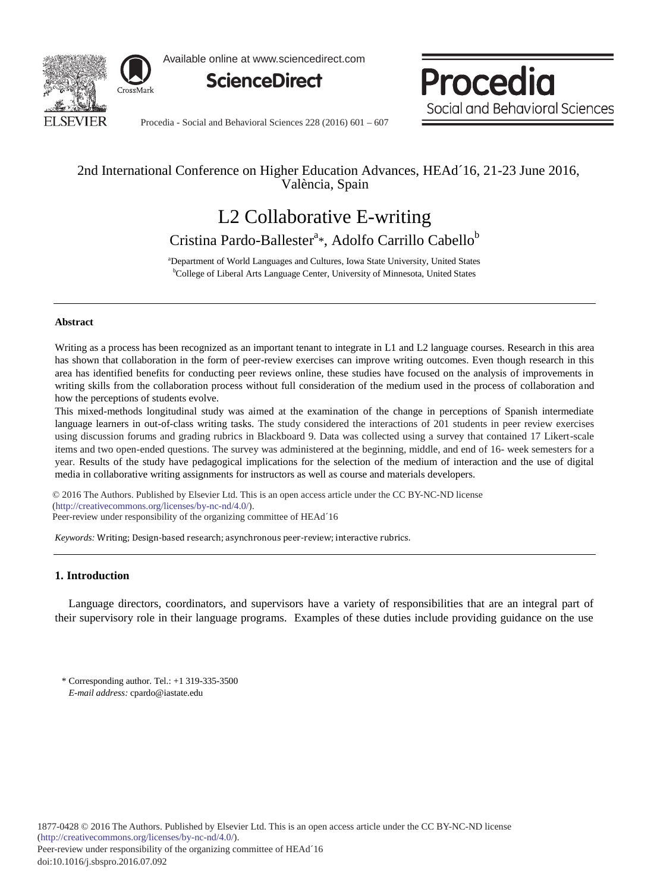2nd International Conference on Higher Education Advances, HEAd´16, 21-23 June 2016, València, Spain

# L2 Collaborative E-writing

Cristina Pardo-Ballester[a]*, Adolfo Carrillo Cabello[b]

[a]Department of World Languages and Cultures, Iowa State University, United States
[b]College of Liberal Arts Language Center, University of Minnesota, United States

## Abstract

Writing as a process has been recognized as an important tenant to integrate in L1 and L2 language courses. Research in this area has shown that collaboration in the form of peer-review exercises can improve writing outcomes. Even though research in this area has identified benefits for conducting peer reviews online, these studies have focused on the analysis of improvements in writing skills from the collaboration process without full consideration of the medium used in the process of collaboration and how the perceptions of students evolve.

This mixed-methods longitudinal study was aimed at the examination of the change in perceptions of Spanish intermediate language learners in out-of-class writing tasks. The study considered the interactions of 201 students in peer review exercises using discussion forums and grading rubrics in Blackboard 9. Data was collected using a survey that contained 17 Likert-scale items and two open-ended questions. The survey was administered at the beginning, middle, and end of 16- week semesters for a year. Results of the study have pedagogical implications for the selection of the medium of interaction and the use of digital media in collaborative writing assignments for instructors as well as course and materials developers.

© 2016 The Authors. Published by Elsevier Ltd. This is an open access article under the CC BY-NC-ND license (http://creativecommons.org/licenses/by-nc-nd/4.0/).
Peer-review under responsibility of the organizing committee of HEAd´16

*Keywords:* Writing; Design-based research; asynchronous peer-review; interactive rubrics.

## 1. Introduction

Language directors, coordinators, and supervisors have a variety of responsibilities that are an integral part of their supervisory role in their language programs. Examples of these duties include providing guidance on the use

\* Corresponding author. Tel.: +1 319-335-3500
*E-mail address:* cpardo@iastate.edu

1877-0428 © 2016 The Authors. Published by Elsevier Ltd. This is an open access article under the CC BY-NC-ND license (http://creativecommons.org/licenses/by-nc-nd/4.0/).
Peer-review under responsibility of the organizing committee of HEAd´16
doi:10.1016/j.sbspro.2016.07.092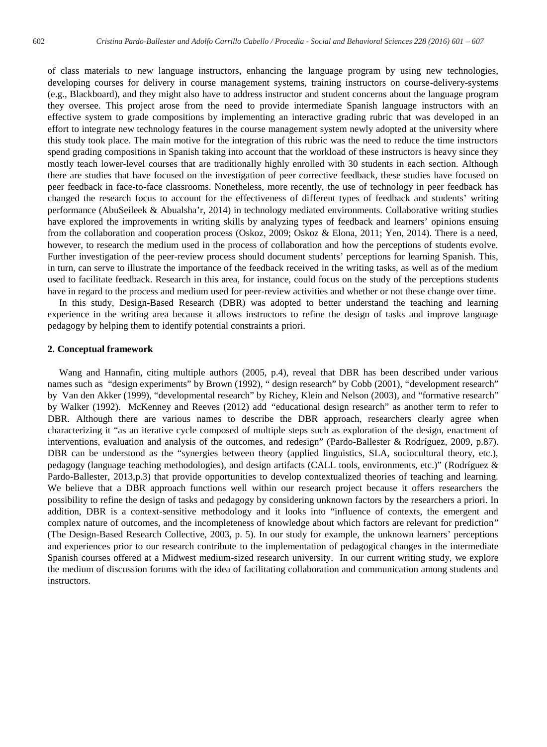of class materials to new language instructors, enhancing the language program by using new technologies, developing courses for delivery in course management systems, training instructors on course-delivery-systems (e.g., Blackboard), and they might also have to address instructor and student concerns about the language program they oversee. This project arose from the need to provide intermediate Spanish language instructors with an effective system to grade compositions by implementing an interactive grading rubric that was developed in an effort to integrate new technology features in the course management system newly adopted at the university where this study took place. The main motive for the integration of this rubric was the need to reduce the time instructors spend grading compositions in Spanish taking into account that the workload of these instructors is heavy since they mostly teach lower-level courses that are traditionally highly enrolled with 30 students in each section. Although there are studies that have focused on the investigation of peer corrective feedback, these studies have focused on peer feedback in face-to-face classrooms. Nonetheless, more recently, the use of technology in peer feedback has changed the research focus to account for the effectiveness of different types of feedback and students' writing performance (AbuSeileek & Abualsha'r, 2014) in technology mediated environments. Collaborative writing studies have explored the improvements in writing skills by analyzing types of feedback and learners' opinions ensuing from the collaboration and cooperation process (Oskoz, 2009; Oskoz & Elona, 2011; Yen, 2014). There is a need, however, to research the medium used in the process of collaboration and how the perceptions of students evolve. Further investigation of the peer-review process should document students' perceptions for learning Spanish. This, in turn, can serve to illustrate the importance of the feedback received in the writing tasks, as well as of the medium used to facilitate feedback. Research in this area, for instance, could focus on the study of the perceptions students have in regard to the process and medium used for peer-review activities and whether or not these change over time.

In this study, Design-Based Research (DBR) was adopted to better understand the teaching and learning experience in the writing area because it allows instructors to refine the design of tasks and improve language pedagogy by helping them to identify potential constraints a priori.

## 2. Conceptual framework

Wang and Hannafin, citing multiple authors (2005, p.4), reveal that DBR has been described under various names such as "design experiments" by Brown (1992), " design research" by Cobb (2001), "development research" by Van den Akker (1999), "developmental research" by Richey, Klein and Nelson (2003), and "formative research" by Walker (1992). McKenney and Reeves (2012) add "educational design research" as another term to refer to DBR. Although there are various names to describe the DBR approach, researchers clearly agree when characterizing it "as an iterative cycle composed of multiple steps such as exploration of the design, enactment of interventions, evaluation and analysis of the outcomes, and redesign" (Pardo-Ballester & Rodríguez, 2009, p.87). DBR can be understood as the "synergies between theory (applied linguistics, SLA, sociocultural theory, etc.), pedagogy (language teaching methodologies), and design artifacts (CALL tools, environments, etc.)" (Rodríguez & Pardo-Ballester, 2013,p.3) that provide opportunities to develop contextualized theories of teaching and learning. We believe that a DBR approach functions well within our research project because it offers researchers the possibility to refine the design of tasks and pedagogy by considering unknown factors by the researchers a priori. In addition, DBR is a context-sensitive methodology and it looks into "influence of contexts, the emergent and complex nature of outcomes, and the incompleteness of knowledge about which factors are relevant for prediction" (The Design-Based Research Collective, 2003, p. 5). In our study for example, the unknown learners' perceptions and experiences prior to our research contribute to the implementation of pedagogical changes in the intermediate Spanish courses offered at a Midwest medium-sized research university. In our current writing study, we explore the medium of discussion forums with the idea of facilitating collaboration and communication among students and instructors.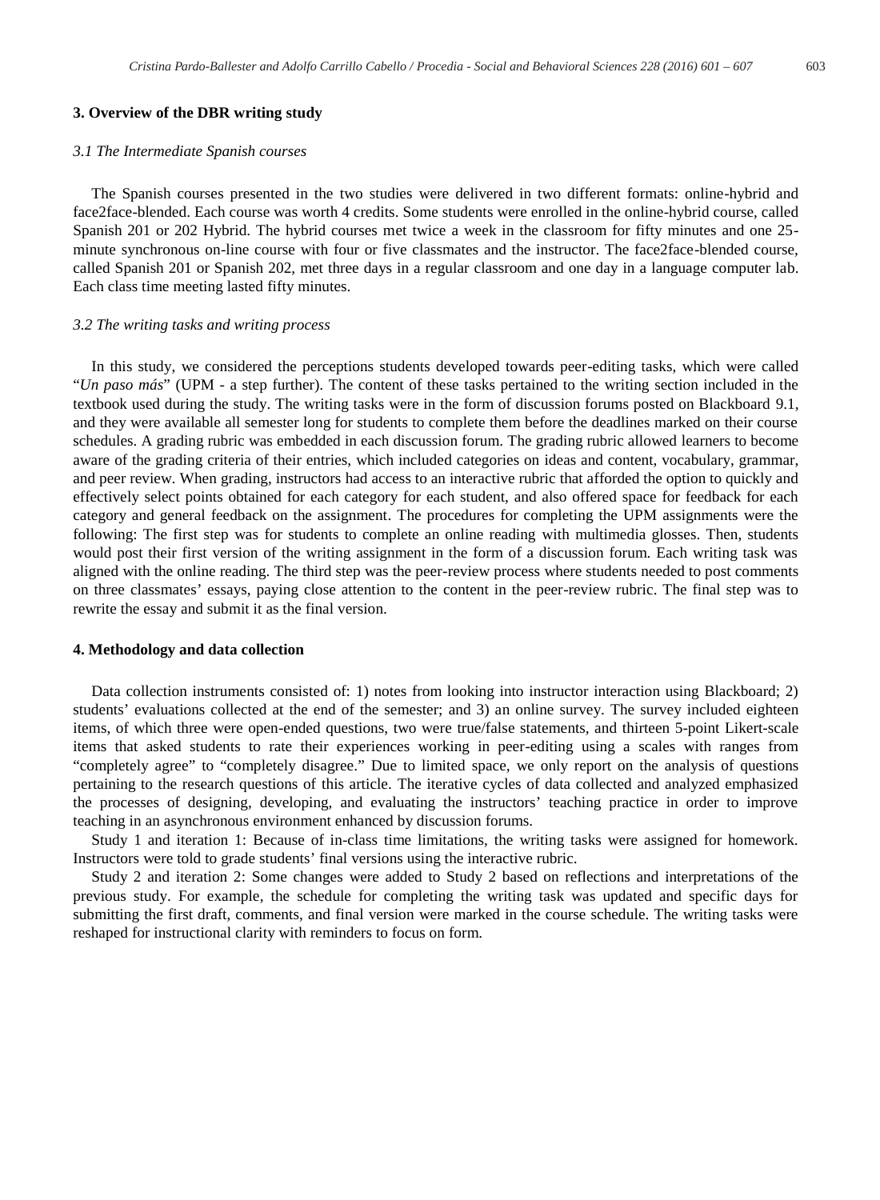## 3. Overview of the DBR writing study

### *3.1 The Intermediate Spanish courses*

The Spanish courses presented in the two studies were delivered in two different formats: online-hybrid and face2face-blended. Each course was worth 4 credits. Some students were enrolled in the online-hybrid course, called Spanish 201 or 202 Hybrid. The hybrid courses met twice a week in the classroom for fifty minutes and one 25-minute synchronous on-line course with four or five classmates and the instructor. The face2face-blended course, called Spanish 201 or Spanish 202, met three days in a regular classroom and one day in a language computer lab. Each class time meeting lasted fifty minutes.

### *3.2 The writing tasks and writing process*

In this study, we considered the perceptions students developed towards peer-editing tasks, which were called "*Un paso más*" (UPM - a step further). The content of these tasks pertained to the writing section included in the textbook used during the study. The writing tasks were in the form of discussion forums posted on Blackboard 9.1, and they were available all semester long for students to complete them before the deadlines marked on their course schedules. A grading rubric was embedded in each discussion forum. The grading rubric allowed learners to become aware of the grading criteria of their entries, which included categories on ideas and content, vocabulary, grammar, and peer review. When grading, instructors had access to an interactive rubric that afforded the option to quickly and effectively select points obtained for each category for each student, and also offered space for feedback for each category and general feedback on the assignment. The procedures for completing the UPM assignments were the following: The first step was for students to complete an online reading with multimedia glosses. Then, students would post their first version of the writing assignment in the form of a discussion forum. Each writing task was aligned with the online reading. The third step was the peer-review process where students needed to post comments on three classmates' essays, paying close attention to the content in the peer-review rubric. The final step was to rewrite the essay and submit it as the final version.

## 4. Methodology and data collection

Data collection instruments consisted of: 1) notes from looking into instructor interaction using Blackboard; 2) students' evaluations collected at the end of the semester; and 3) an online survey. The survey included eighteen items, of which three were open-ended questions, two were true/false statements, and thirteen 5-point Likert-scale items that asked students to rate their experiences working in peer-editing using a scales with ranges from "completely agree" to "completely disagree." Due to limited space, we only report on the analysis of questions pertaining to the research questions of this article. The iterative cycles of data collected and analyzed emphasized the processes of designing, developing, and evaluating the instructors' teaching practice in order to improve teaching in an asynchronous environment enhanced by discussion forums.

Study 1 and iteration 1: Because of in-class time limitations, the writing tasks were assigned for homework. Instructors were told to grade students' final versions using the interactive rubric.

Study 2 and iteration 2: Some changes were added to Study 2 based on reflections and interpretations of the previous study. For example, the schedule for completing the writing task was updated and specific days for submitting the first draft, comments, and final version were marked in the course schedule. The writing tasks were reshaped for instructional clarity with reminders to focus on form.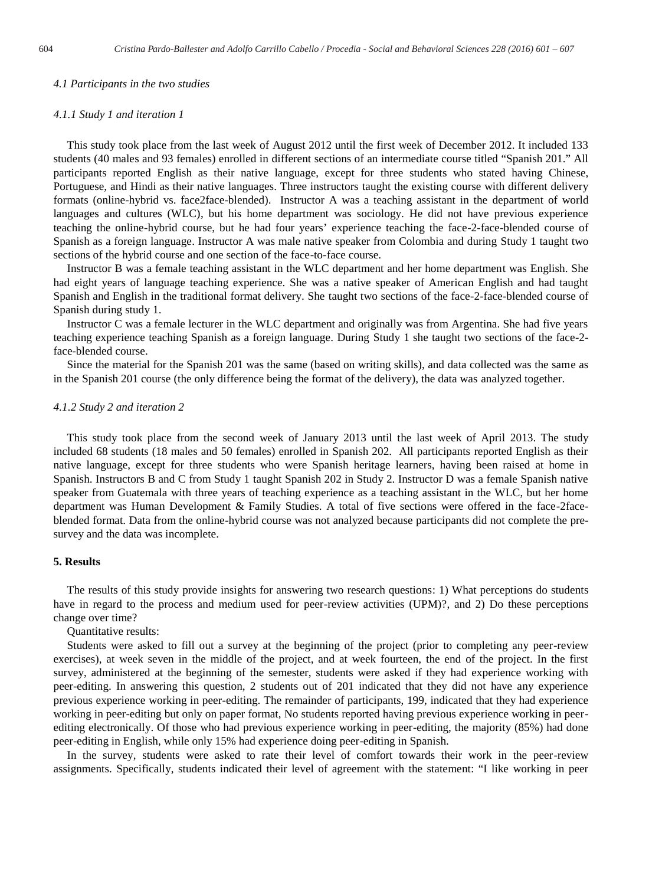### 4.1 Participants in the two studies

#### 4.1.1 Study 1 and iteration 1

This study took place from the last week of August 2012 until the first week of December 2012. It included 133 students (40 males and 93 females) enrolled in different sections of an intermediate course titled "Spanish 201." All participants reported English as their native language, except for three students who stated having Chinese, Portuguese, and Hindi as their native languages. Three instructors taught the existing course with different delivery formats (online-hybrid vs. face2face-blended). Instructor A was a teaching assistant in the department of world languages and cultures (WLC), but his home department was sociology. He did not have previous experience teaching the online-hybrid course, but he had four years' experience teaching the face-2-face-blended course of Spanish as a foreign language. Instructor A was male native speaker from Colombia and during Study 1 taught two sections of the hybrid course and one section of the face-to-face course.

Instructor B was a female teaching assistant in the WLC department and her home department was English. She had eight years of language teaching experience. She was a native speaker of American English and had taught Spanish and English in the traditional format delivery. She taught two sections of the face-2-face-blended course of Spanish during study 1.

Instructor C was a female lecturer in the WLC department and originally was from Argentina. She had five years teaching experience teaching Spanish as a foreign language. During Study 1 she taught two sections of the face-2-face-blended course.

Since the material for the Spanish 201 was the same (based on writing skills), and data collected was the same as in the Spanish 201 course (the only difference being the format of the delivery), the data was analyzed together.

#### 4.1.2 Study 2 and iteration 2

This study took place from the second week of January 2013 until the last week of April 2013. The study included 68 students (18 males and 50 females) enrolled in Spanish 202. All participants reported English as their native language, except for three students who were Spanish heritage learners, having been raised at home in Spanish. Instructors B and C from Study 1 taught Spanish 202 in Study 2. Instructor D was a female Spanish native speaker from Guatemala with three years of teaching experience as a teaching assistant in the WLC, but her home department was Human Development & Family Studies. A total of five sections were offered in the face-2face-blended format. Data from the online-hybrid course was not analyzed because participants did not complete the pre-survey and the data was incomplete.

## 5. Results

The results of this study provide insights for answering two research questions: 1) What perceptions do students have in regard to the process and medium used for peer-review activities (UPM)?, and 2) Do these perceptions change over time?

Quantitative results:

Students were asked to fill out a survey at the beginning of the project (prior to completing any peer-review exercises), at week seven in the middle of the project, and at week fourteen, the end of the project. In the first survey, administered at the beginning of the semester, students were asked if they had experience working with peer-editing. In answering this question, 2 students out of 201 indicated that they did not have any experience previous experience working in peer-editing. The remainder of participants, 199, indicated that they had experience working in peer-editing but only on paper format, No students reported having previous experience working in peer-editing electronically. Of those who had previous experience working in peer-editing, the majority (85%) had done peer-editing in English, while only 15% had experience doing peer-editing in Spanish.

In the survey, students were asked to rate their level of comfort towards their work in the peer-review assignments. Specifically, students indicated their level of agreement with the statement: "I like working in peer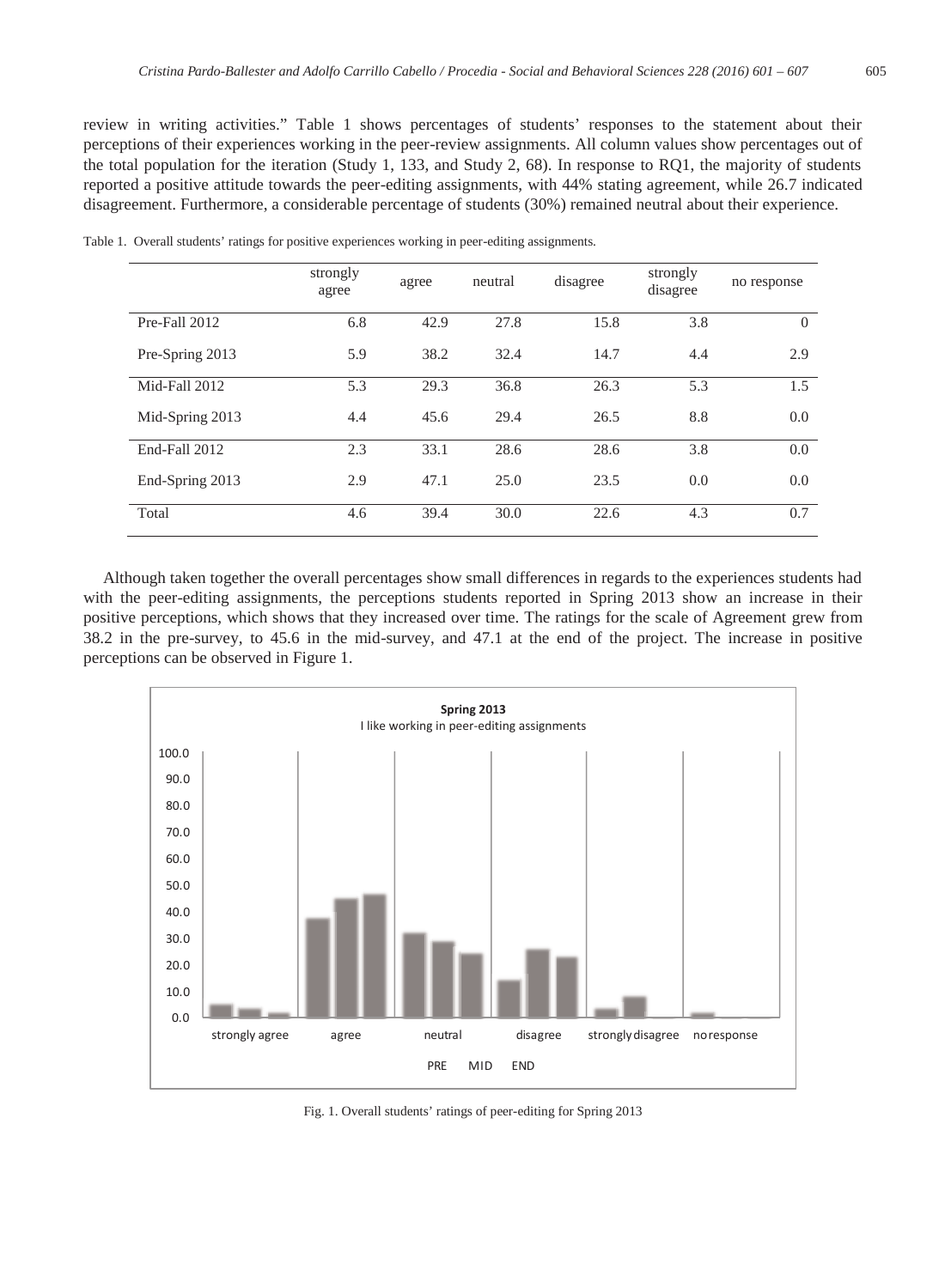review in writing activities." Table 1 shows percentages of students' responses to the statement about their perceptions of their experiences working in the peer-review assignments. All column values show percentages out of the total population for the iteration (Study 1, 133, and Study 2, 68). In response to RQ1, the majority of students reported a positive attitude towards the peer-editing assignments, with 44% stating agreement, while 26.7 indicated disagreement. Furthermore, a considerable percentage of students (30%) remained neutral about their experience.

Table 1. Overall students' ratings for positive experiences working in peer-editing assignments.

| | strongly agree | agree | neutral | disagree | strongly disagree | no response |
|---|---|---|---|---|---|---|
| Pre-Fall 2012 | 6.8 | 42.9 | 27.8 | 15.8 | 3.8 | 0 |
| Pre-Spring 2013 | 5.9 | 38.2 | 32.4 | 14.7 | 4.4 | 2.9 |
| Mid-Fall 2012 | 5.3 | 29.3 | 36.8 | 26.3 | 5.3 | 1.5 |
| Mid-Spring 2013 | 4.4 | 45.6 | 29.4 | 26.5 | 8.8 | 0.0 |
| End-Fall 2012 | 2.3 | 33.1 | 28.6 | 28.6 | 3.8 | 0.0 |
| End-Spring 2013 | 2.9 | 47.1 | 25.0 | 23.5 | 0.0 | 0.0 |
| Total | 4.6 | 39.4 | 30.0 | 22.6 | 4.3 | 0.7 |

Although taken together the overall percentages show small differences in regards to the experiences students had with the peer-editing assignments, the perceptions students reported in Spring 2013 show an increase in their positive perceptions, which shows that they increased over time. The ratings for the scale of Agreement grew from 38.2 in the pre-survey, to 45.6 in the mid-survey, and 47.1 at the end of the project. The increase in positive perceptions can be observed in Figure 1.

Fig. 1. Overall students' ratings of peer-editing for Spring 2013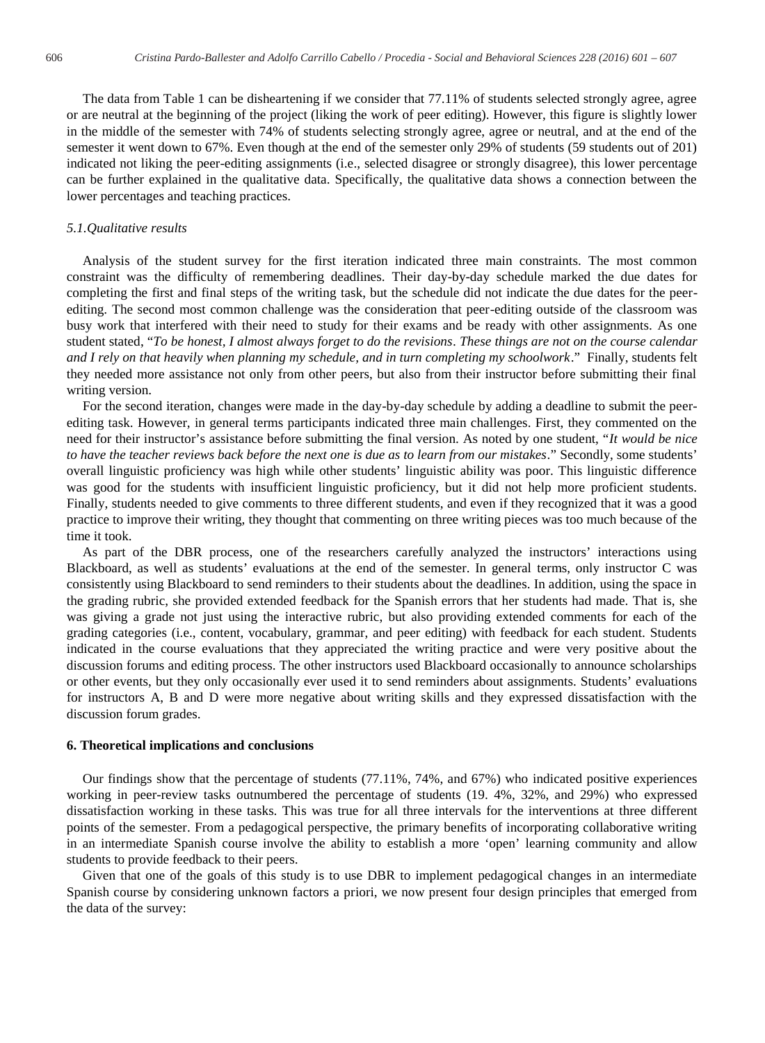The data from Table 1 can be disheartening if we consider that 77.11% of students selected strongly agree, agree or are neutral at the beginning of the project (liking the work of peer editing). However, this figure is slightly lower in the middle of the semester with 74% of students selecting strongly agree, agree or neutral, and at the end of the semester it went down to 67%. Even though at the end of the semester only 29% of students (59 students out of 201) indicated not liking the peer-editing assignments (i.e., selected disagree or strongly disagree), this lower percentage can be further explained in the qualitative data. Specifically, the qualitative data shows a connection between the lower percentages and teaching practices.

### *5.1.Qualitative results*

Analysis of the student survey for the first iteration indicated three main constraints. The most common constraint was the difficulty of remembering deadlines. Their day-by-day schedule marked the due dates for completing the first and final steps of the writing task, but the schedule did not indicate the due dates for the peer-editing. The second most common challenge was the consideration that peer-editing outside of the classroom was busy work that interfered with their need to study for their exams and be ready with other assignments. As one student stated, "*To be honest, I almost always forget to do the revisions. These things are not on the course calendar and I rely on that heavily when planning my schedule, and in turn completing my schoolwork*." Finally, students felt they needed more assistance not only from other peers, but also from their instructor before submitting their final writing version.

For the second iteration, changes were made in the day-by-day schedule by adding a deadline to submit the peer-editing task. However, in general terms participants indicated three main challenges. First, they commented on the need for their instructor's assistance before submitting the final version. As noted by one student, "*It would be nice to have the teacher reviews back before the next one is due as to learn from our mistakes*." Secondly, some students' overall linguistic proficiency was high while other students' linguistic ability was poor. This linguistic difference was good for the students with insufficient linguistic proficiency, but it did not help more proficient students. Finally, students needed to give comments to three different students, and even if they recognized that it was a good practice to improve their writing, they thought that commenting on three writing pieces was too much because of the time it took.

As part of the DBR process, one of the researchers carefully analyzed the instructors' interactions using Blackboard, as well as students' evaluations at the end of the semester. In general terms, only instructor C was consistently using Blackboard to send reminders to their students about the deadlines. In addition, using the space in the grading rubric, she provided extended feedback for the Spanish errors that her students had made. That is, she was giving a grade not just using the interactive rubric, but also providing extended comments for each of the grading categories (i.e., content, vocabulary, grammar, and peer editing) with feedback for each student. Students indicated in the course evaluations that they appreciated the writing practice and were very positive about the discussion forums and editing process. The other instructors used Blackboard occasionally to announce scholarships or other events, but they only occasionally ever used it to send reminders about assignments. Students' evaluations for instructors A, B and D were more negative about writing skills and they expressed dissatisfaction with the discussion forum grades.

## 6. Theoretical implications and conclusions

Our findings show that the percentage of students (77.11%, 74%, and 67%) who indicated positive experiences working in peer-review tasks outnumbered the percentage of students (19. 4%, 32%, and 29%) who expressed dissatisfaction working in these tasks. This was true for all three intervals for the interventions at three different points of the semester. From a pedagogical perspective, the primary benefits of incorporating collaborative writing in an intermediate Spanish course involve the ability to establish a more 'open' learning community and allow students to provide feedback to their peers.

Given that one of the goals of this study is to use DBR to implement pedagogical changes in an intermediate Spanish course by considering unknown factors a priori, we now present four design principles that emerged from the data of the survey: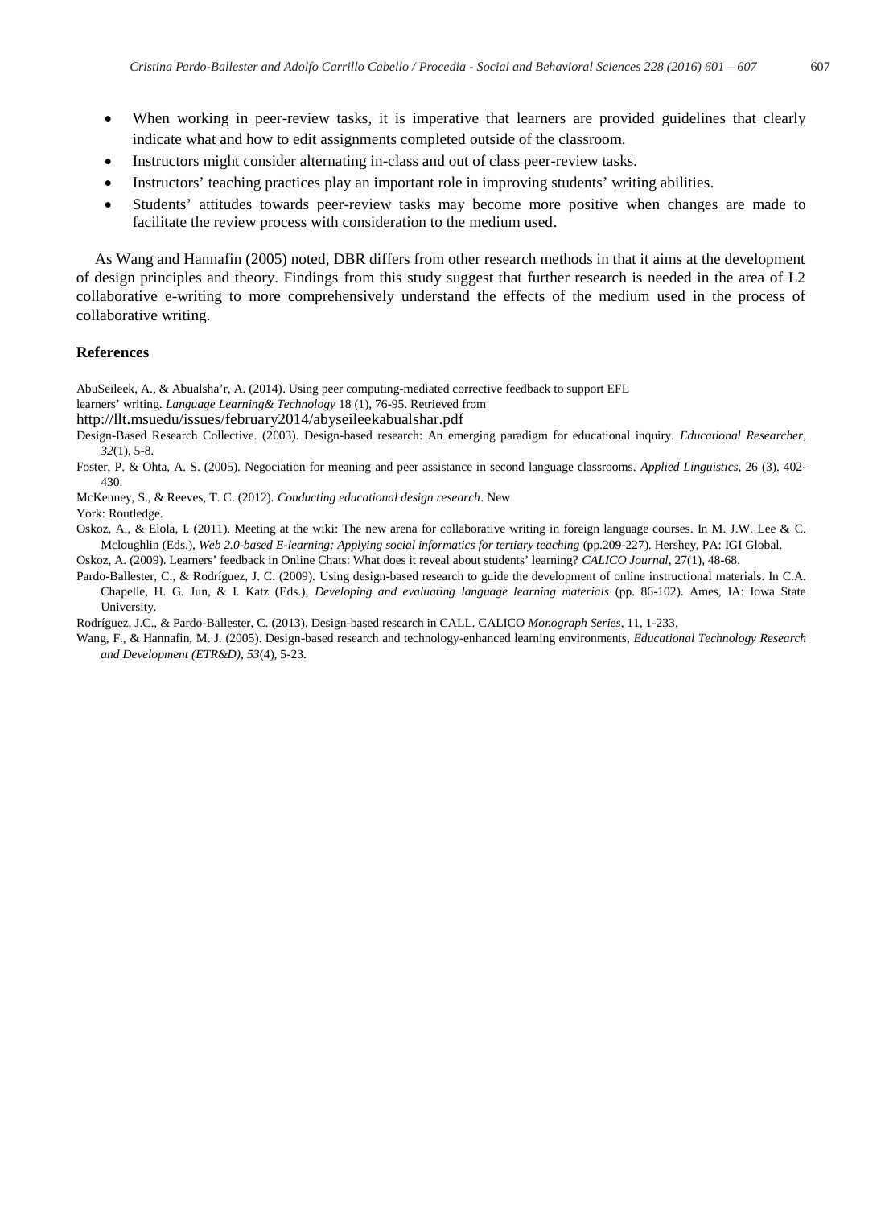- When working in peer-review tasks, it is imperative that learners are provided guidelines that clearly indicate what and how to edit assignments completed outside of the classroom.
- Instructors might consider alternating in-class and out of class peer-review tasks.
- Instructors' teaching practices play an important role in improving students' writing abilities.
- Students' attitudes towards peer-review tasks may become more positive when changes are made to facilitate the review process with consideration to the medium used.

As Wang and Hannafin (2005) noted, DBR differs from other research methods in that it aims at the development of design principles and theory. Findings from this study suggest that further research is needed in the area of L2 collaborative e-writing to more comprehensively understand the effects of the medium used in the process of collaborative writing.

## References

AbuSeileek, A., & Abualsha'r, A. (2014). Using peer computing-mediated corrective feedback to support EFL learners' writing. *Language Learning& Technology* 18 (1), 76-95. Retrieved from http://llt.msuedu/issues/february2014/abyseileekabualshar.pdf

Design-Based Research Collective. (2003). Design-based research: An emerging paradigm for educational inquiry. *Educational Researcher*, *32*(1), 5-8.

Foster, P. & Ohta, A. S. (2005). Negociation for meaning and peer assistance in second language classrooms. *Applied Linguistics*, 26 (3). 402-430.

McKenney, S., & Reeves, T. C. (2012). *Conducting educational design research*. New York: Routledge.

Oskoz, A., & Elola, I. (2011). Meeting at the wiki: The new arena for collaborative writing in foreign language courses. In M. J.W. Lee & C. Mcloughlin (Eds.), *Web 2.0-based E-learning: Applying social informatics for tertiary teaching* (pp.209-227). Hershey, PA: IGI Global.

Oskoz, A. (2009). Learners' feedback in Online Chats: What does it reveal about students' learning? *CALICO Journal*, 27(1), 48-68.

Pardo-Ballester, C., & Rodríguez, J. C. (2009). Using design-based research to guide the development of online instructional materials. In C.A. Chapelle, H. G. Jun, & I. Katz (Eds.), *Developing and evaluating language learning materials* (pp. 86-102). Ames, IA: Iowa State University.

Rodríguez, J.C., & Pardo-Ballester, C. (2013). Design-based research in CALL. CALICO *Monograph Series*, 11, 1-233.

Wang, F., & Hannafin, M. J. (2005). Design-based research and technology-enhanced learning environments, *Educational Technology Research and Development (ETR&D)*, *53*(4), 5-23.